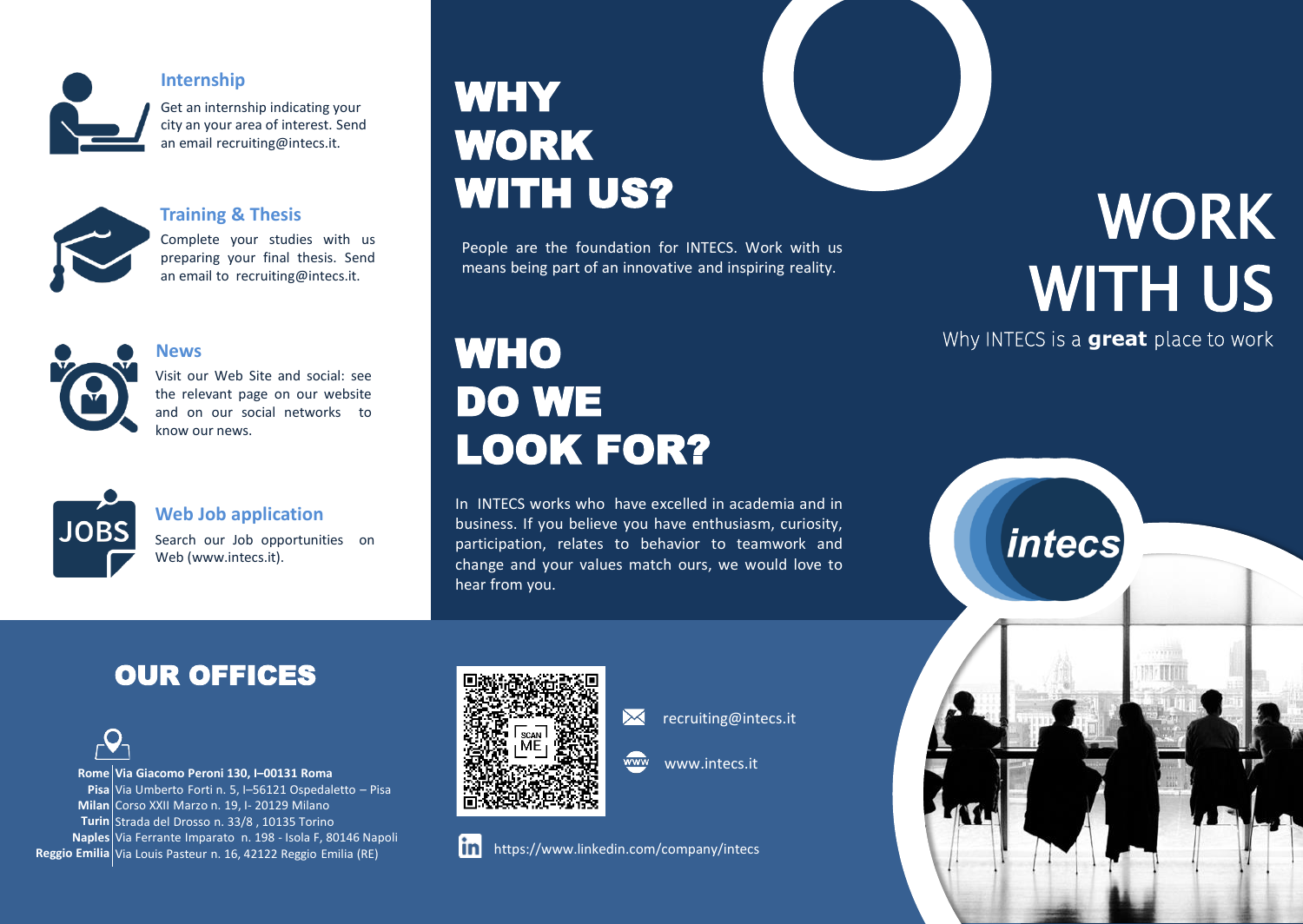# WORK WITH US

Why INTECS is a **great** place to work

## WHY WORK WITH US?

People are the foundation for INTECS. Work with us means being part of an innovative and inspiring reality.

## WHO DO WE LOOK FOR?

In INTECS works who have excelled in academia and in business. If you believe you have enthusiasm, curiosity, participation, relates to behavior to teamwork and change and your values match ours, we would love to hear from you.

### Internship

Get an internship indicating your city an your area of interest. Send an email recruiting@intecs.it.

### Training & Thesis

Complete your studies with us preparing your final thesis. Send an email to recruiting@intecs.it.

### News

Visit our Web Site and social: see the relevant page on our website and on our social networks to know our news.

### Web Job application

Search our Job opportunities on Web (www.intecs.it).

## OUR OFFICES

| | |
|---|---|
| **Rome** | **Via Giacomo Peroni 130, I–00131 Roma** |
| **Pisa** | Via Umberto Forti n. 5, I–56121 Ospedaletto – Pisa |
| **Milan** | Corso XXII Marzo n. 19, I- 20129 Milano |
| **Turin** | Strada del Drosso n. 33/8 , 10135 Torino |
| **Naples** | Via Ferrante Imparato n. 198 - Isola F, 80146 Napoli |
| **Reggio Emilia** | Via Louis Pasteur n. 16, 42122 Reggio Emilia (RE) |

SCAN ME

recruiting@intecs.it

www.intecs.it

https://www.linkedin.com/company/intecs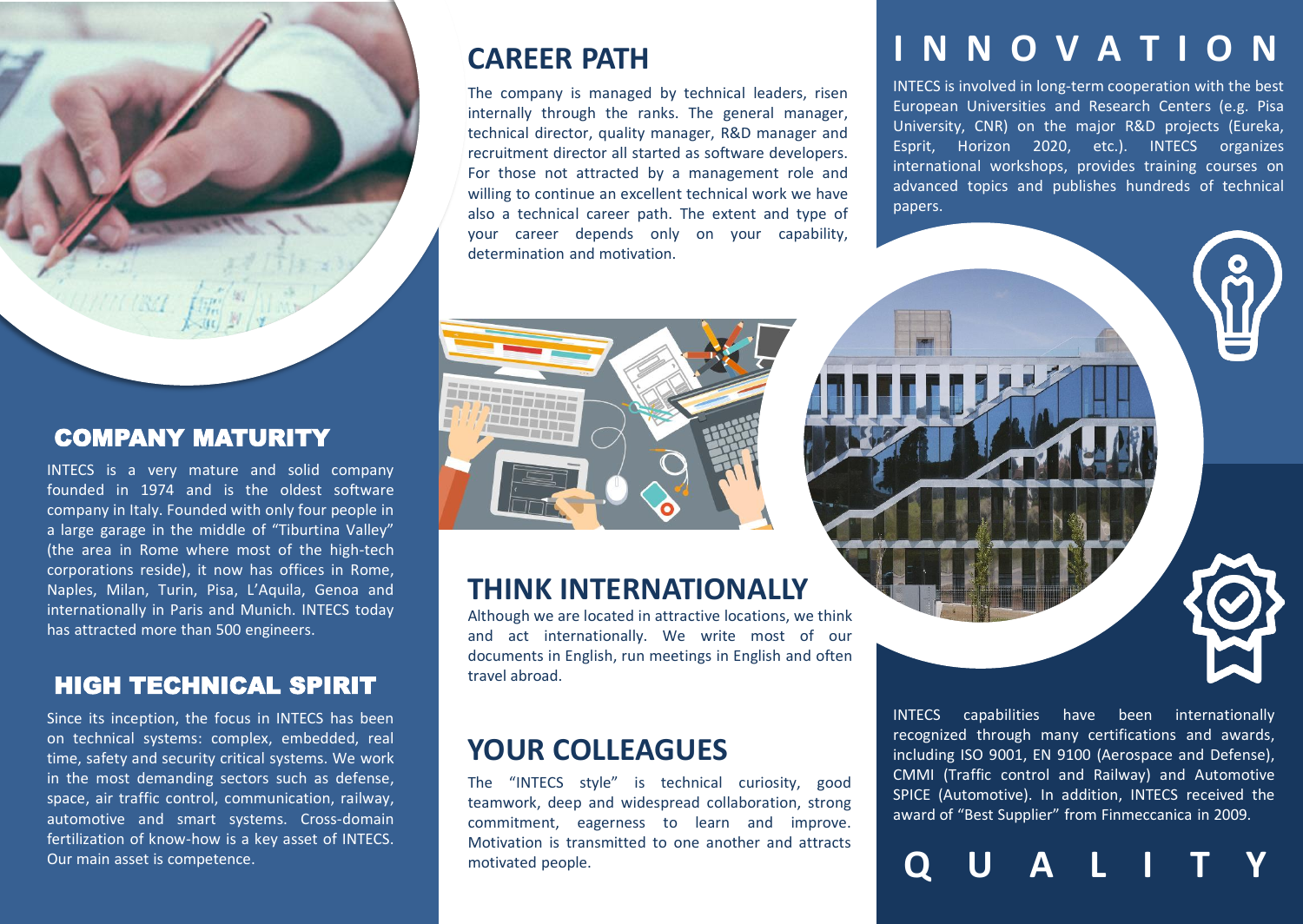## COMPANY MATURITY

INTECS is a very mature and solid company founded in 1974 and is the oldest software company in Italy. Founded with only four people in a large garage in the middle of "Tiburtina Valley" (the area in Rome where most of the high-tech corporations reside), it now has offices in Rome, Naples, Milan, Turin, Pisa, L'Aquila, Genoa and internationally in Paris and Munich. INTECS today has attracted more than 500 engineers.

## HIGH TECHNICAL SPIRIT

Since its inception, the focus in INTECS has been on technical systems: complex, embedded, real time, safety and security critical systems. We work in the most demanding sectors such as defense, space, air traffic control, communication, railway, automotive and smart systems. Cross-domain fertilization of know-how is a key asset of INTECS. Our main asset is competence.

## CAREER PATH

The company is managed by technical leaders, risen internally through the ranks. The general manager, technical director, quality manager, R&D manager and recruitment director all started as software developers. For those not attracted by a management role and willing to continue an excellent technical work we have also a technical career path. The extent and type of your career depends only on your capability, determination and motivation.

## THINK INTERNATIONALLY

Although we are located in attractive locations, we think and act internationally. We write most of our documents in English, run meetings in English and often travel abroad.

## YOUR COLLEAGUES

The "INTECS style" is technical curiosity, good teamwork, deep and widespread collaboration, strong commitment, eagerness to learn and improve. Motivation is transmitted to one another and attracts motivated people.

# INNOVATION

INTECS is involved in long-term cooperation with the best European Universities and Research Centers (e.g. Pisa University, CNR) on the major R&D projects (Eureka, Esprit, Horizon 2020, etc.). INTECS organizes international workshops, provides training courses on advanced topics and publishes hundreds of technical papers.

INTECS capabilities have been internationally recognized through many certifications and awards, including ISO 9001, EN 9100 (Aerospace and Defense), CMMI (Traffic control and Railway) and Automotive SPICE (Automotive). In addition, INTECS received the award of "Best Supplier" from Finmeccanica in 2009.

# QUALITY